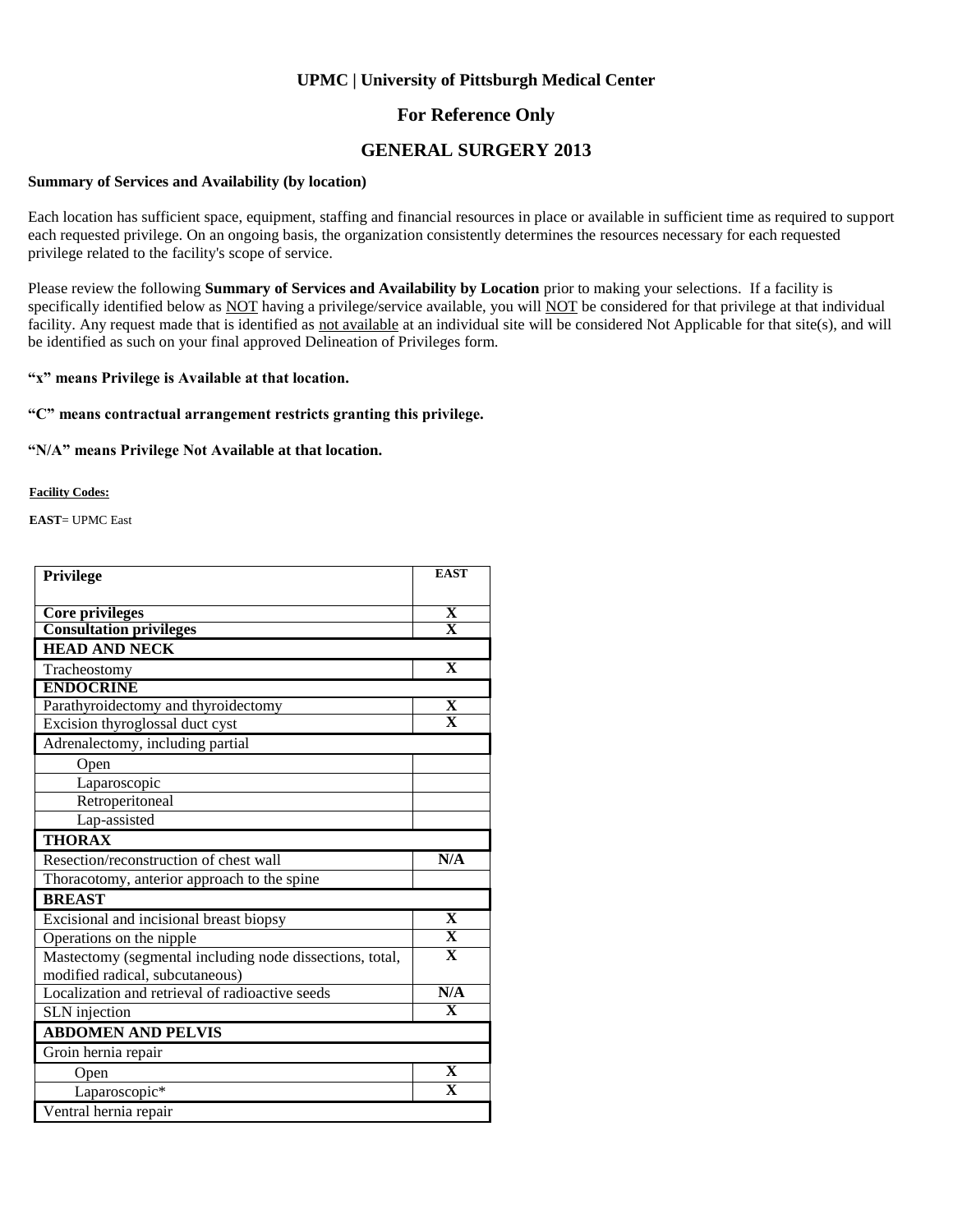# UPMC | University of Pittsburgh Medical Center

## For Reference Only

## GENERAL SURGERY 2013

**Summary of Services and Availability (by location)**

Each location has sufficient space, equipment, staffing and financial resources in place or available in sufficient time as required to support each requested privilege. On an ongoing basis, the organization consistently determines the resources necessary for each requested privilege related to the facility's scope of service.

Please review the following **Summary of Services and Availability by Location** prior to making your selections. If a facility is specifically identified below as NOT having a privilege/service available, you will NOT be considered for that privilege at that individual facility. Any request made that is identified as not available at an individual site will be considered Not Applicable for that site(s), and will be identified as such on your final approved Delineation of Privileges form.

**"x" means Privilege is Available at that location.**

**"C" means contractual arrangement restricts granting this privilege.**

**"N/A" means Privilege Not Available at that location.**

**Facility Codes:**

**EAST**= UPMC East

| Privilege | EAST |
|---|---|
| **Core privileges** | **X** |
| **Consultation privileges** | **X** |
| **HEAD AND NECK** | |
| Tracheostomy | **X** |
| **ENDOCRINE** | |
| Parathyroidectomy and thyroidectomy | **X** |
| Excision thyroglossal duct cyst | **X** |
| Adrenalectomy, including partial | |
| Open | |
| Laparoscopic | |
| Retroperitoneal | |
| Lap-assisted | |
| **THORAX** | |
| Resection/reconstruction of chest wall | **N/A** |
| Thoracotomy, anterior approach to the spine | |
| **BREAST** | |
| Excisional and incisional breast biopsy | **X** |
| Operations on the nipple | **X** |
| Mastectomy (segmental including node dissections, total, modified radical, subcutaneous) | **X** |
| Localization and retrieval of radioactive seeds | **N/A** |
| SLN injection | **X** |
| **ABDOMEN AND PELVIS** | |
| Groin hernia repair | |
| Open | **X** |
| Laparoscopic* | **X** |
| Ventral hernia repair | |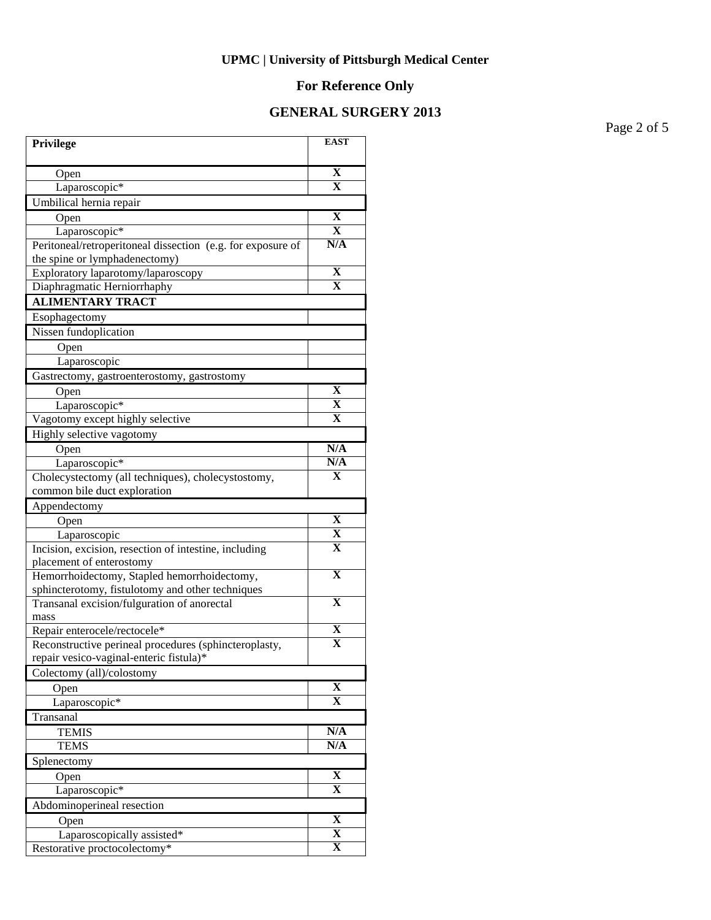**UPMC | University of Pittsburgh Medical Center**

**For Reference Only**

**GENERAL SURGERY 2013**

| **Privilege** | **EAST** |
|---|---|
| Open | **X** |
| Laparoscopic* | **X** |
| Umbilical hernia repair | |
| Open | **X** |
| Laparoscopic* | **X** |
| Peritoneal/retroperitoneal dissection (e.g. for exposure of the spine or lymphadenectomy) | **N/A** |
| Exploratory laparotomy/laparoscopy | **X** |
| Diaphragmatic Herniorrhaphy | **X** |
| **ALIMENTARY TRACT** | |
| Esophagectomy | |
| Nissen fundoplication | |
| Open | |
| Laparoscopic | |
| Gastrectomy, gastroenterostomy, gastrostomy | |
| Open | **X** |
| Laparoscopic* | **X** |
| Vagotomy except highly selective | **X** |
| Highly selective vagotomy | |
| Open | **N/A** |
| Laparoscopic* | **N/A** |
| Cholecystectomy (all techniques), cholecystostomy, common bile duct exploration | **X** |
| Appendectomy | |
| Open | **X** |
| Laparoscopic | **X** |
| Incision, excision, resection of intestine, including placement of enterostomy | **X** |
| Hemorrhoidectomy, Stapled hemorrhoidectomy, sphincterotomy, fistulotomy and other techniques | **X** |
| Transanal excision/fulguration of anorectal mass | **X** |
| Repair enterocele/rectocele* | **X** |
| Reconstructive perineal procedures (sphincteroplasty, repair vesico-vaginal-enteric fistula)* | **X** |
| Colectomy (all)/colostomy | |
| Open | **X** |
| Laparoscopic* | **X** |
| Transanal | |
| TEMIS | **N/A** |
| TEMS | **N/A** |
| Splenectomy | |
| Open | **X** |
| Laparoscopic* | **X** |
| Abdominoperineal resection | |
| Open | **X** |
| Laparoscopically assisted* | **X** |
| Restorative proctocolectomy* | **X** |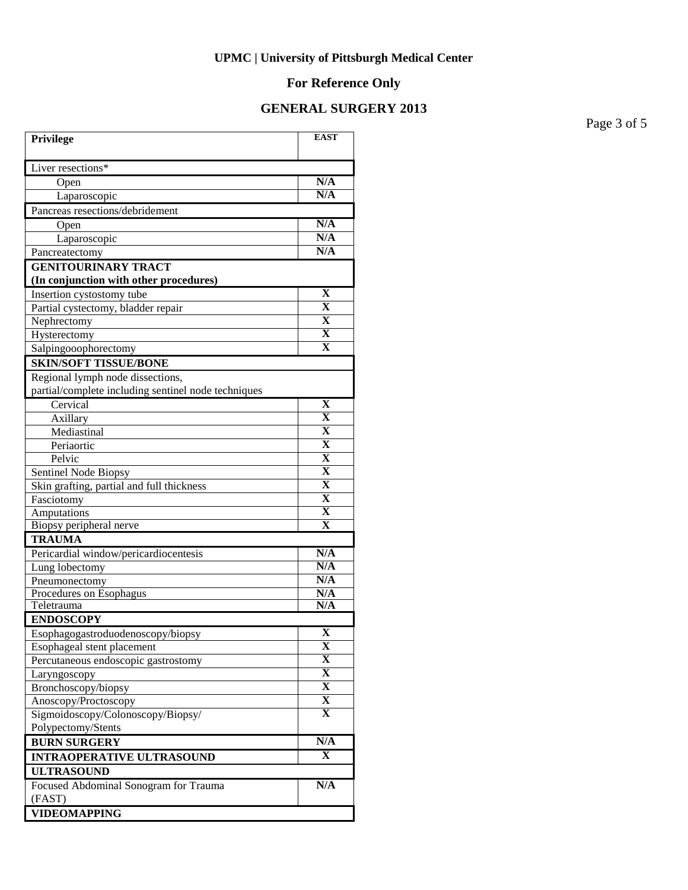**UPMC | University of Pittsburgh Medical Center**

**For Reference Only**

**GENERAL SURGERY 2013**

| Privilege | EAST |
|---|---|
| Liver resections* | |
| Open | N/A |
| Laparoscopic | N/A |
| Pancreas resections/debridement | |
| Open | N/A |
| Laparoscopic | N/A |
| Pancreatectomy | N/A |
| **GENITOURINARY TRACT (In conjunction with other procedures)** | |
| Insertion cystostomy tube | X |
| Partial cystectomy, bladder repair | X |
| Nephrectomy | X |
| Hysterectomy | X |
| Salpingooophorectomy | X |
| **SKIN/SOFT TISSUE/BONE** | |
| Regional lymph node dissections, partial/complete including sentinel node techniques | |
| Cervical | X |
| Axillary | X |
| Mediastinal | X |
| Periaortic | X |
| Pelvic | X |
| Sentinel Node Biopsy | X |
| Skin grafting, partial and full thickness | X |
| Fasciotomy | X |
| Amputations | X |
| Biopsy peripheral nerve | X |
| **TRAUMA** | |
| Pericardial window/pericardiocentesis | N/A |
| Lung lobectomy | N/A |
| Pneumonectomy | N/A |
| Procedures on Esophagus | N/A |
| Teletrauma | N/A |
| **ENDOSCOPY** | |
| Esophagogastroduodenoscopy/biopsy | X |
| Esophageal stent placement | X |
| Percutaneous endoscopic gastrostomy | X |
| Laryngoscopy | X |
| Bronchoscopy/biopsy | X |
| Anoscopy/Proctoscopy | X |
| Sigmoidoscopy/Colonoscopy/Biopsy/ Polypectomy/Stents | X |
| **BURN SURGERY** | N/A |
| **INTRAOPERATIVE ULTRASOUND** | X |
| **ULTRASOUND** | |
| Focused Abdominal Sonogram for Trauma (FAST) | N/A |
| **VIDEOMAPPING** | |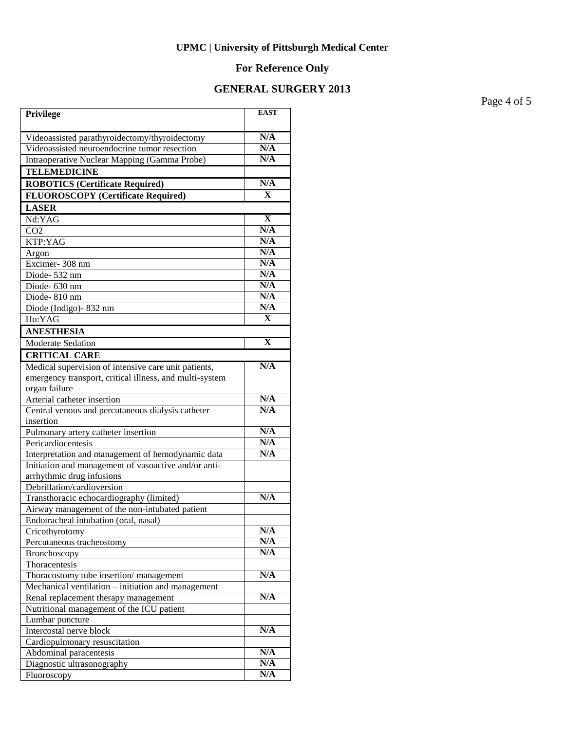**UPMC | University of Pittsburgh Medical Center**

**For Reference Only**

**GENERAL SURGERY 2013**

| Privilege | EAST |
| --- | --- |
| Videoassisted parathyroidectomy/thyroidectomy | N/A |
| Videoassisted neuroendocrine tumor resection | N/A |
| Intraoperative Nuclear Mapping (Gamma Probe) | N/A |
| **TELEMEDICINE** | |
| **ROBOTICS (Certificate Required)** | N/A |
| **FLUOROSCOPY (Certificate Required)** | X |
| **LASER** | |
| Nd:YAG | X |
| CO2 | N/A |
| KTP:YAG | N/A |
| Argon | N/A |
| Excimer- 308 nm | N/A |
| Diode- 532 nm | N/A |
| Diode- 630 nm | N/A |
| Diode- 810 nm | N/A |
| Diode (Indigo)- 832 nm | N/A |
| Ho:YAG | X |
| **ANESTHESIA** | |
| Moderate Sedation | X |
| **CRITICAL CARE** | |
| Medical supervision of intensive care unit patients, emergency transport, critical illness, and multi-system organ failure | N/A |
| Arterial catheter insertion | N/A |
| Central venous and percutaneous dialysis catheter insertion | N/A |
| Pulmonary artery catheter insertion | N/A |
| Pericardiocentesis | N/A |
| Interpretation and management of hemodynamic data | N/A |
| Initiation and management of vasoactive and/or anti-arrhythmic drug infusions | |
| Debrillation/cardioversion | |
| Transthoracic echocardiography (limited) | N/A |
| Airway management of the non-intubated patient | |
| Endotracheal intubation (oral, nasal) | |
| Cricothyrotomy | N/A |
| Percutaneous tracheostomy | N/A |
| Bronchoscopy | N/A |
| Thoracentesis | |
| Thoracostomy tube insertion/ management | N/A |
| Mechanical ventilation – initiation and management | |
| Renal replacement therapy management | N/A |
| Nutritional management of the ICU patient | |
| Lumbar puncture | |
| Intercostal nerve block | N/A |
| Cardiopulmonary resuscitation | |
| Abdominal paracentesis | N/A |
| Diagnostic ultrasonography | N/A |
| Fluoroscopy | N/A |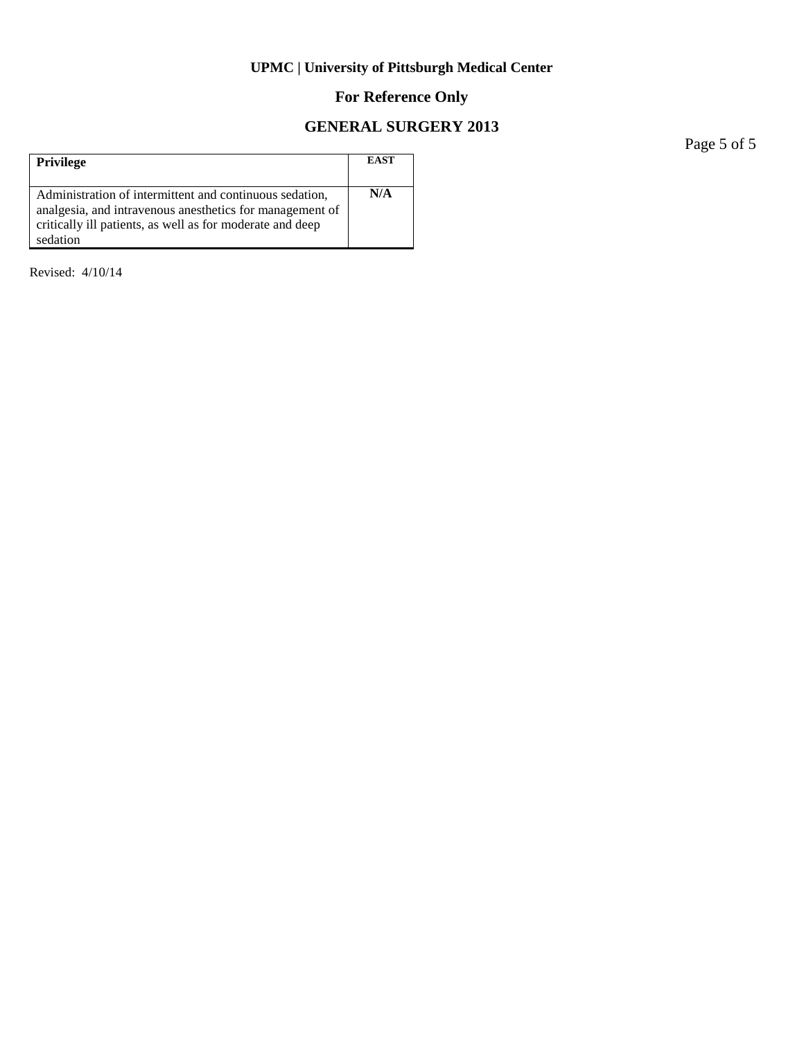| Privilege | EAST |
|---|---|
| Administration of intermittent and continuous sedation, analgesia, and intravenous anesthetics for management of critically ill patients, as well as for moderate and deep sedation | N/A |

Revised: 4/10/14